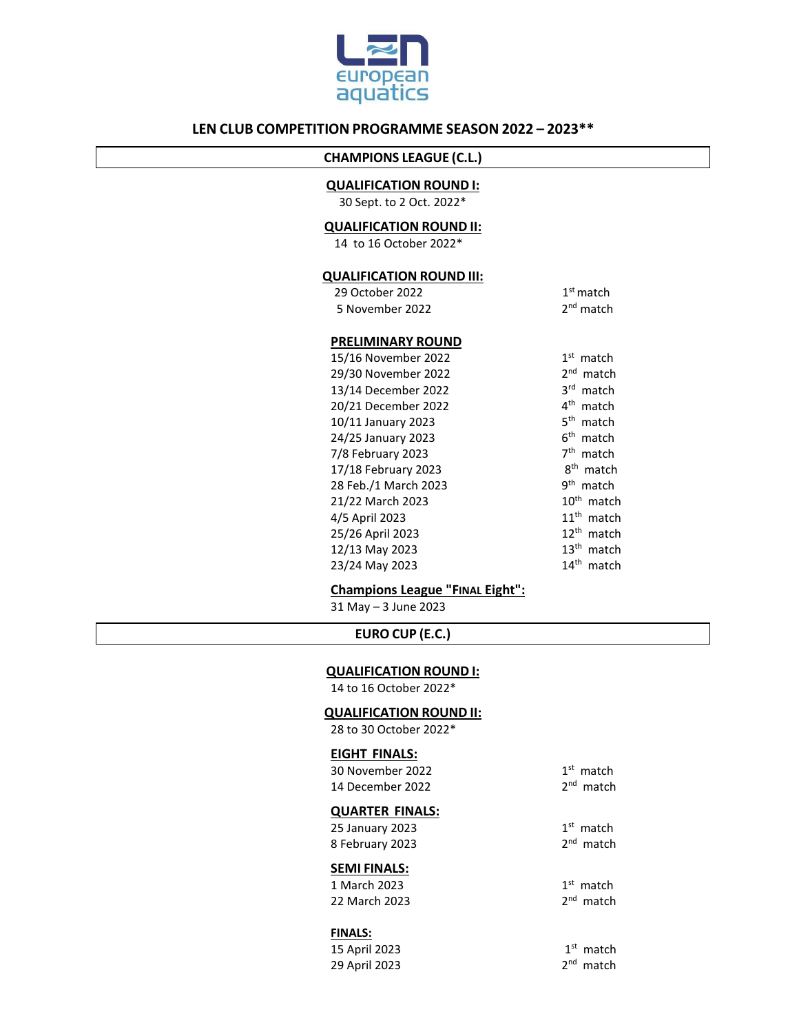LEN european aquatics

# LEN CLUB COMPETITION PROGRAMME SEASON 2022 – 2023**

## CHAMPIONS LEAGUE (C.L.)

**QUALIFICATION ROUND I:**

30 Sept. to 2 Oct. 2022*

**QUALIFICATION ROUND II:**

14 to 16 October 2022*

**QUALIFICATION ROUND III:**

| | |
|---|---|
| 29 October 2022 | 1st match |
| 5 November 2022 | 2nd match |

**PRELIMINARY ROUND**

| | |
|---|---|
| 15/16 November 2022 | 1st match |
| 29/30 November 2022 | 2nd match |
| 13/14 December 2022 | 3rd match |
| 20/21 December 2022 | 4th match |
| 10/11 January 2023 | 5th match |
| 24/25 January 2023 | 6th match |
| 7/8 February 2023 | 7th match |
| 17/18 February 2023 | 8th match |
| 28 Feb./1 March 2023 | 9th match |
| 21/22 March 2023 | 10th match |
| 4/5 April 2023 | 11th match |
| 25/26 April 2023 | 12th match |
| 12/13 May 2023 | 13th match |
| 23/24 May 2023 | 14th match |

**Champions League "FINAL Eight":**

31 May – 3 June 2023

## EURO CUP (E.C.)

**QUALIFICATION ROUND I:**

14 to 16 October 2022*

**QUALIFICATION ROUND II:**

28 to 30 October 2022*

**EIGHT FINALS:**

| | |
|---|---|
| 30 November 2022 | 1st match |
| 14 December 2022 | 2nd match |

**QUARTER FINALS:**

| | |
|---|---|
| 25 January 2023 | 1st match |
| 8 February 2023 | 2nd match |

**SEMI FINALS:**

| | |
|---|---|
| 1 March 2023 | 1st match |
| 22 March 2023 | 2nd match |

**FINALS:**

| | |
|---|---|
| 15 April 2023 | 1st match |
| 29 April 2023 | 2nd match |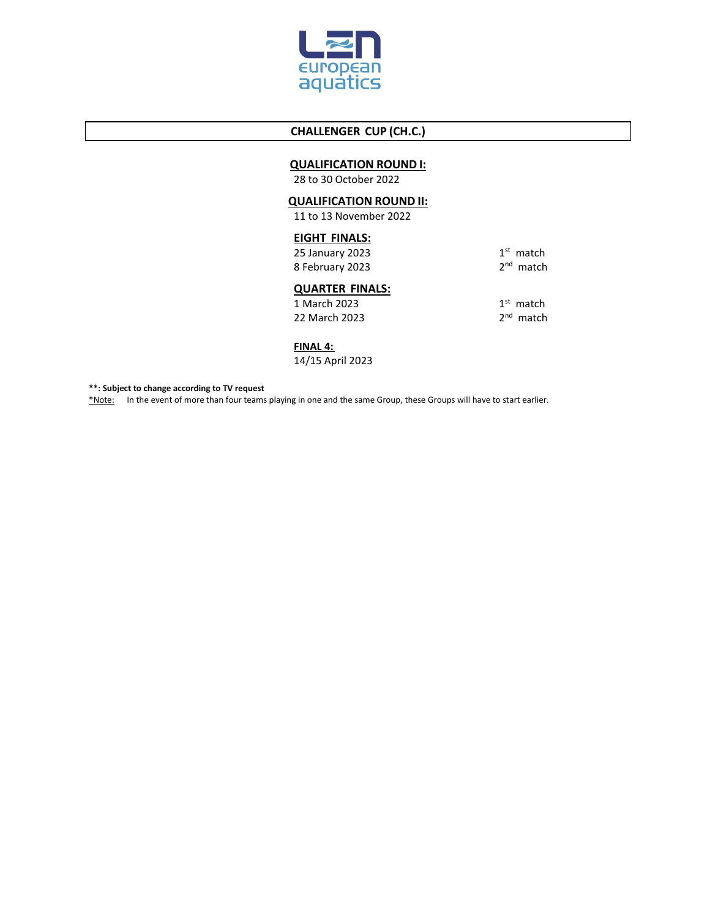## CHALLENGER CUP (CH.C.)

**QUALIFICATION ROUND I:**
28 to 30 October 2022

**QUALIFICATION ROUND II:**
11 to 13 November 2022

**EIGHT FINALS:**

| | |
|---|---|
| 25 January 2023 | 1st match |
| 8 February 2023 | 2nd match |

**QUARTER FINALS:**

| | |
|---|---|
| 1 March 2023 | 1st match |
| 22 March 2023 | 2nd match |

**FINAL 4:**
14/15 April 2023

**\*\*: Subject to change according to TV request**

*Note: In the event of more than four teams playing in one and the same Group, these Groups will have to start earlier.